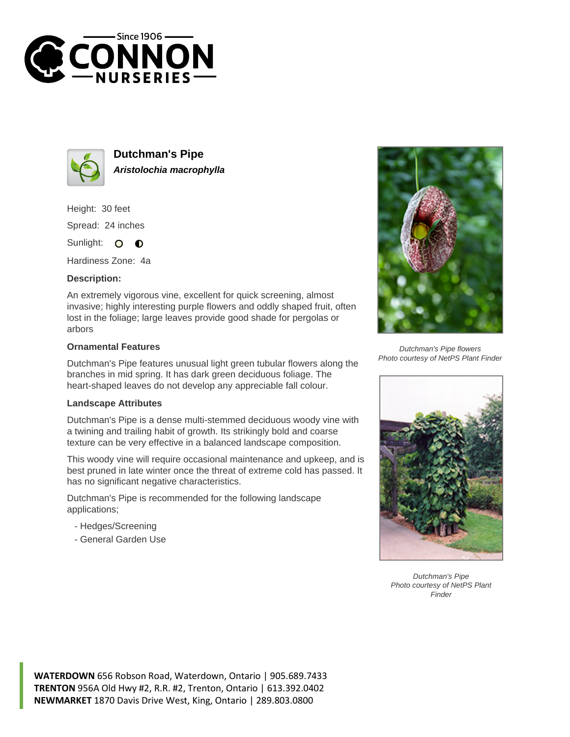# Dutchman's Pipe

***Aristolochia macrophylla***

Height: 30 feet

Spread: 24 inches

Sunlight:

Hardiness Zone: 4a

### Description:

An extremely vigorous vine, excellent for quick screening, almost invasive; highly interesting purple flowers and oddly shaped fruit, often lost in the foliage; large leaves provide good shade for pergolas or arbors

### Ornamental Features

Dutchman's Pipe features unusual light green tubular flowers along the branches in mid spring. It has dark green deciduous foliage. The heart-shaped leaves do not develop any appreciable fall colour.

### Landscape Attributes

Dutchman's Pipe is a dense multi-stemmed deciduous woody vine with a twining and trailing habit of growth. Its strikingly bold and coarse texture can be very effective in a balanced landscape composition.

This woody vine will require occasional maintenance and upkeep, and is best pruned in late winter once the threat of extreme cold has passed. It has no significant negative characteristics.

Dutchman's Pipe is recommended for the following landscape applications;

- Hedges/Screening
- General Garden Use

*Dutchman's Pipe flowers*
*Photo courtesy of NetPS Plant Finder*

*Dutchman's Pipe*
*Photo courtesy of NetPS Plant Finder*

**WATERDOWN** 656 Robson Road, Waterdown, Ontario | 905.689.7433
**TRENTON** 956A Old Hwy #2, R.R. #2, Trenton, Ontario | 613.392.0402
**NEWMARKET** 1870 Davis Drive West, King, Ontario | 289.803.0800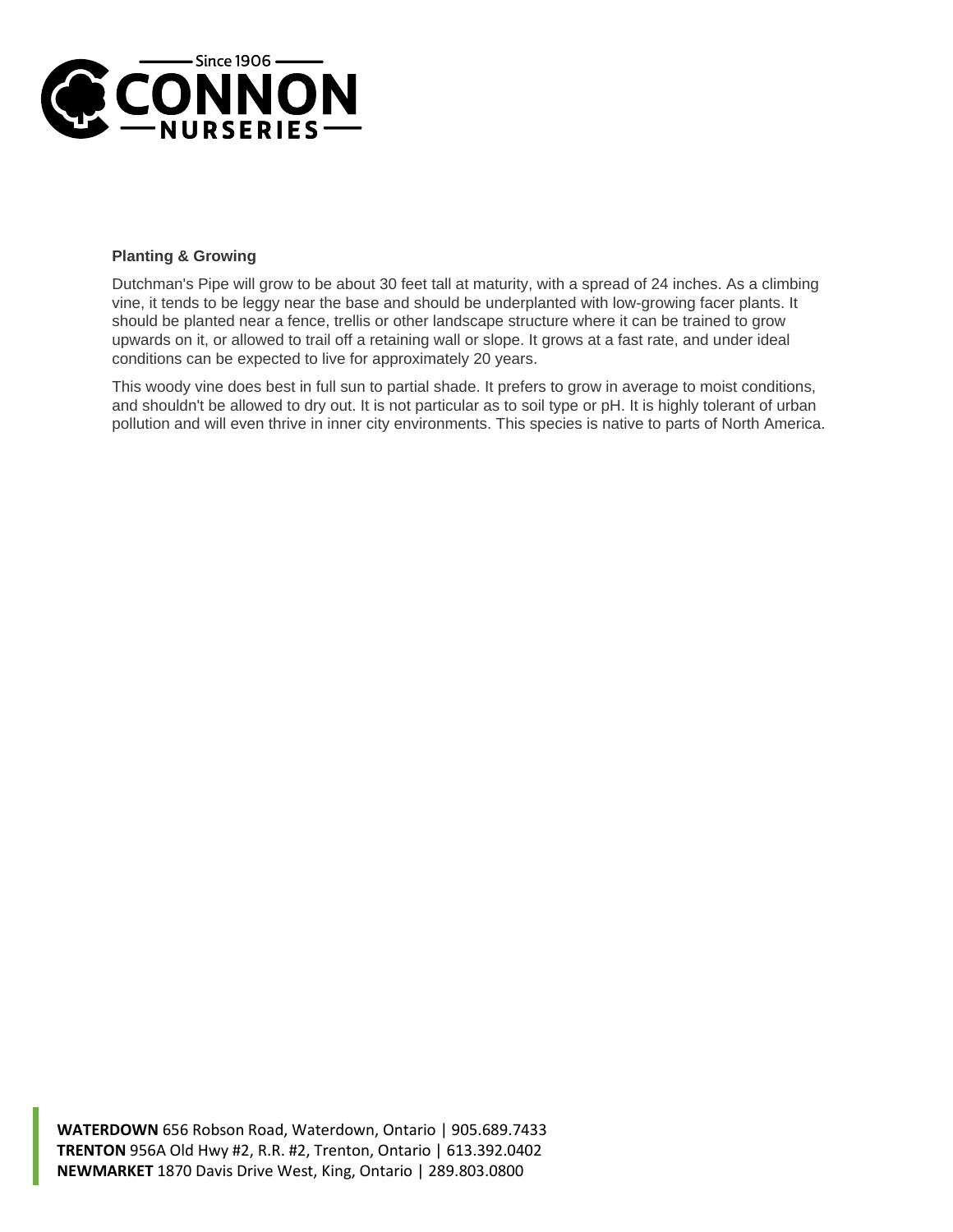### Planting & Growing

Dutchman's Pipe will grow to be about 30 feet tall at maturity, with a spread of 24 inches. As a climbing vine, it tends to be leggy near the base and should be underplanted with low-growing facer plants. It should be planted near a fence, trellis or other landscape structure where it can be trained to grow upwards on it, or allowed to trail off a retaining wall or slope. It grows at a fast rate, and under ideal conditions can be expected to live for approximately 20 years.

This woody vine does best in full sun to partial shade. It prefers to grow in average to moist conditions, and shouldn't be allowed to dry out. It is not particular as to soil type or pH. It is highly tolerant of urban pollution and will even thrive in inner city environments. This species is native to parts of North America.